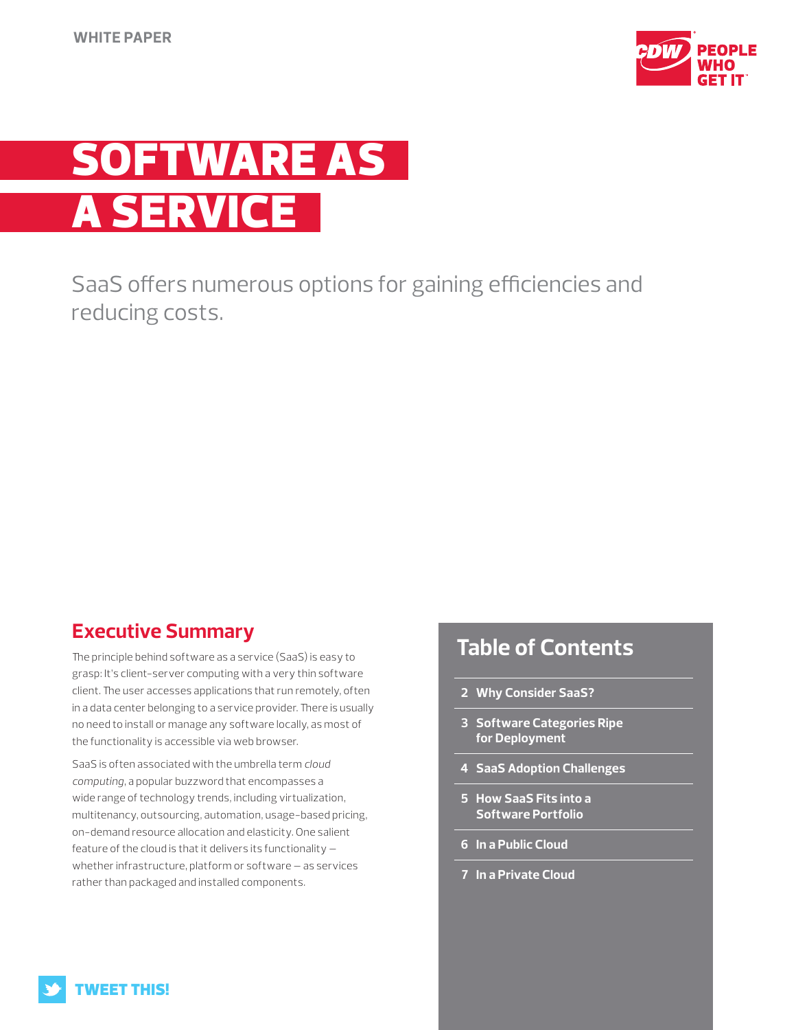WHITE PAPER

# SOFTWARE AS A SERVICE

SaaS offers numerous options for gaining efficiencies and reducing costs.

## Executive Summary

The principle behind software as a service (SaaS) is easy to grasp: It's client-server computing with a very thin software client. The user accesses applications that run remotely, often in a data center belonging to a service provider. There is usually no need to install or manage any software locally, as most of the functionality is accessible via web browser.

SaaS is often associated with the umbrella term *cloud computing*, a popular buzzword that encompasses a wide range of technology trends, including virtualization, multitenancy, outsourcing, automation, usage-based pricing, on-demand resource allocation and elasticity. One salient feature of the cloud is that it delivers its functionality — whether infrastructure, platform or software — as services rather than packaged and installed components.

## Table of Contents

- 2 Why Consider SaaS?
- 3 Software Categories Ripe for Deployment
- 4 SaaS Adoption Challenges
- 5 How SaaS Fits into a Software Portfolio
- 6 In a Public Cloud
- 7 In a Private Cloud

TWEET THIS!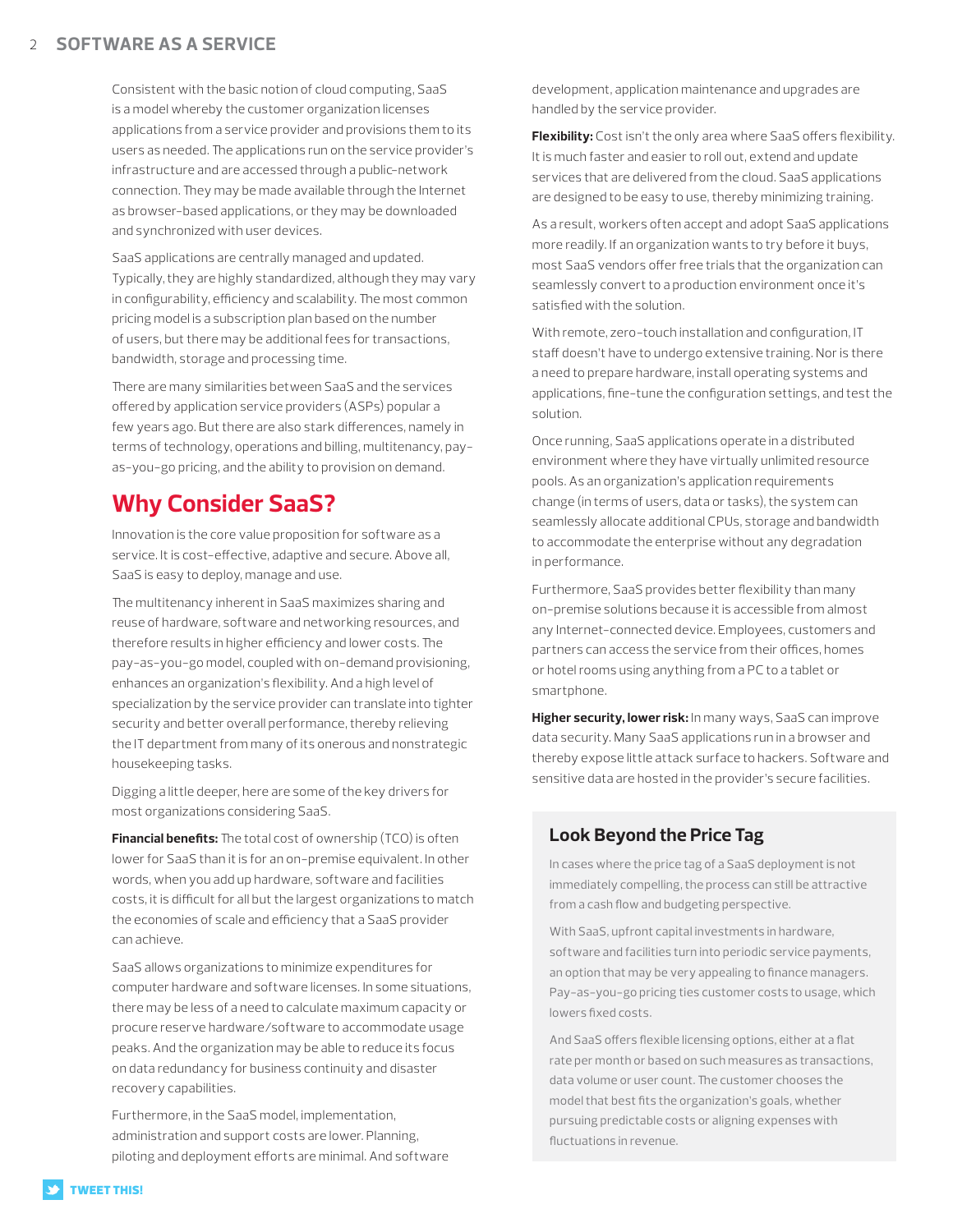Consistent with the basic notion of cloud computing, SaaS is a model whereby the customer organization licenses applications from a service provider and provisions them to its users as needed. The applications run on the service provider's infrastructure and are accessed through a public-network connection. They may be made available through the Internet as browser-based applications, or they may be downloaded and synchronized with user devices.

SaaS applications are centrally managed and updated. Typically, they are highly standardized, although they may vary in configurability, efficiency and scalability. The most common pricing model is a subscription plan based on the number of users, but there may be additional fees for transactions, bandwidth, storage and processing time.

There are many similarities between SaaS and the services offered by application service providers (ASPs) popular a few years ago. But there are also stark differences, namely in terms of technology, operations and billing, multitenancy, pay-as-you-go pricing, and the ability to provision on demand.

## Why Consider SaaS?

Innovation is the core value proposition for software as a service. It is cost-effective, adaptive and secure. Above all, SaaS is easy to deploy, manage and use.

The multitenancy inherent in SaaS maximizes sharing and reuse of hardware, software and networking resources, and therefore results in higher efficiency and lower costs. The pay-as-you-go model, coupled with on-demand provisioning, enhances an organization's flexibility. And a high level of specialization by the service provider can translate into tighter security and better overall performance, thereby relieving the IT department from many of its onerous and nonstrategic housekeeping tasks.

Digging a little deeper, here are some of the key drivers for most organizations considering SaaS.

**Financial benefits:** The total cost of ownership (TCO) is often lower for SaaS than it is for an on-premise equivalent. In other words, when you add up hardware, software and facilities costs, it is difficult for all but the largest organizations to match the economies of scale and efficiency that a SaaS provider can achieve.

SaaS allows organizations to minimize expenditures for computer hardware and software licenses. In some situations, there may be less of a need to calculate maximum capacity or procure reserve hardware/software to accommodate usage peaks. And the organization may be able to reduce its focus on data redundancy for business continuity and disaster recovery capabilities.

Furthermore, in the SaaS model, implementation, administration and support costs are lower. Planning, piloting and deployment efforts are minimal. And software development, application maintenance and upgrades are handled by the service provider.

**Flexibility:** Cost isn't the only area where SaaS offers flexibility. It is much faster and easier to roll out, extend and update services that are delivered from the cloud. SaaS applications are designed to be easy to use, thereby minimizing training.

As a result, workers often accept and adopt SaaS applications more readily. If an organization wants to try before it buys, most SaaS vendors offer free trials that the organization can seamlessly convert to a production environment once it's satisfied with the solution.

With remote, zero-touch installation and configuration, IT staff doesn't have to undergo extensive training. Nor is there a need to prepare hardware, install operating systems and applications, fine-tune the configuration settings, and test the solution.

Once running, SaaS applications operate in a distributed environment where they have virtually unlimited resource pools. As an organization's application requirements change (in terms of users, data or tasks), the system can seamlessly allocate additional CPUs, storage and bandwidth to accommodate the enterprise without any degradation in performance.

Furthermore, SaaS provides better flexibility than many on-premise solutions because it is accessible from almost any Internet-connected device. Employees, customers and partners can access the service from their offices, homes or hotel rooms using anything from a PC to a tablet or smartphone.

**Higher security, lower risk:** In many ways, SaaS can improve data security. Many SaaS applications run in a browser and thereby expose little attack surface to hackers. Software and sensitive data are hosted in the provider's secure facilities.

### Look Beyond the Price Tag

In cases where the price tag of a SaaS deployment is not immediately compelling, the process can still be attractive from a cash flow and budgeting perspective.

With SaaS, upfront capital investments in hardware, software and facilities turn into periodic service payments, an option that may be very appealing to finance managers. Pay-as-you-go pricing ties customer costs to usage, which lowers fixed costs.

And SaaS offers flexible licensing options, either at a flat rate per month or based on such measures as transactions, data volume or user count. The customer chooses the model that best fits the organization's goals, whether pursuing predictable costs or aligning expenses with fluctuations in revenue.

TWEET THIS!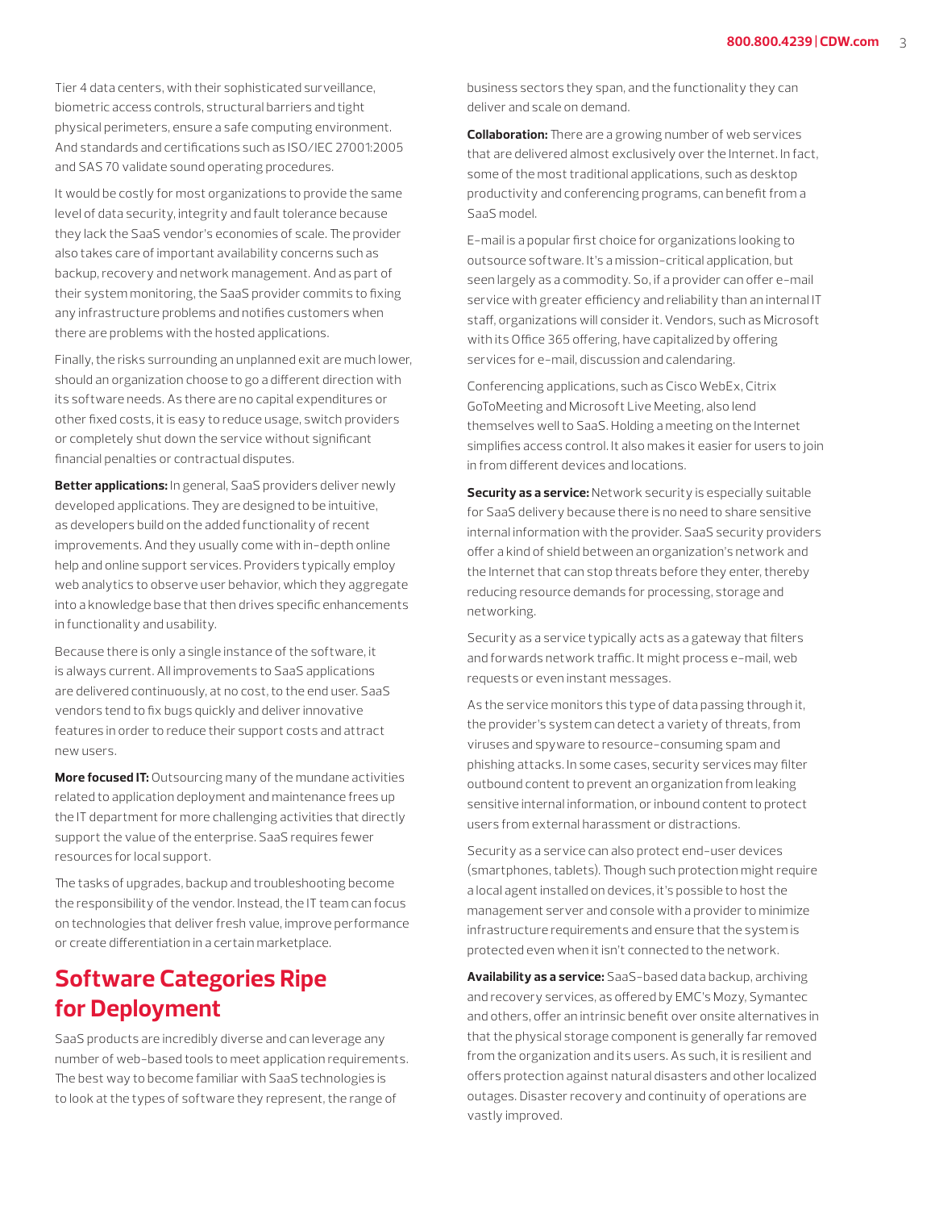Tier 4 data centers, with their sophisticated surveillance, biometric access controls, structural barriers and tight physical perimeters, ensure a safe computing environment. And standards and certifications such as ISO/IEC 27001:2005 and SAS 70 validate sound operating procedures.

It would be costly for most organizations to provide the same level of data security, integrity and fault tolerance because they lack the SaaS vendor's economies of scale. The provider also takes care of important availability concerns such as backup, recovery and network management. And as part of their system monitoring, the SaaS provider commits to fixing any infrastructure problems and notifies customers when there are problems with the hosted applications.

Finally, the risks surrounding an unplanned exit are much lower, should an organization choose to go a different direction with its software needs. As there are no capital expenditures or other fixed costs, it is easy to reduce usage, switch providers or completely shut down the service without significant financial penalties or contractual disputes.

**Better applications:** In general, SaaS providers deliver newly developed applications. They are designed to be intuitive, as developers build on the added functionality of recent improvements. And they usually come with in-depth online help and online support services. Providers typically employ web analytics to observe user behavior, which they aggregate into a knowledge base that then drives specific enhancements in functionality and usability.

Because there is only a single instance of the software, it is always current. All improvements to SaaS applications are delivered continuously, at no cost, to the end user. SaaS vendors tend to fix bugs quickly and deliver innovative features in order to reduce their support costs and attract new users.

**More focused IT:** Outsourcing many of the mundane activities related to application deployment and maintenance frees up the IT department for more challenging activities that directly support the value of the enterprise. SaaS requires fewer resources for local support.

The tasks of upgrades, backup and troubleshooting become the responsibility of the vendor. Instead, the IT team can focus on technologies that deliver fresh value, improve performance or create differentiation in a certain marketplace.

## Software Categories Ripe for Deployment

SaaS products are incredibly diverse and can leverage any number of web-based tools to meet application requirements. The best way to become familiar with SaaS technologies is to look at the types of software they represent, the range of business sectors they span, and the functionality they can deliver and scale on demand.

**Collaboration:** There are a growing number of web services that are delivered almost exclusively over the Internet. In fact, some of the most traditional applications, such as desktop productivity and conferencing programs, can benefit from a SaaS model.

E-mail is a popular first choice for organizations looking to outsource software. It's a mission-critical application, but seen largely as a commodity. So, if a provider can offer e-mail service with greater efficiency and reliability than an internal IT staff, organizations will consider it. Vendors, such as Microsoft with its Office 365 offering, have capitalized by offering services for e-mail, discussion and calendaring.

Conferencing applications, such as Cisco WebEx, Citrix GoToMeeting and Microsoft Live Meeting, also lend themselves well to SaaS. Holding a meeting on the Internet simplifies access control. It also makes it easier for users to join in from different devices and locations.

**Security as a service:** Network security is especially suitable for SaaS delivery because there is no need to share sensitive internal information with the provider. SaaS security providers offer a kind of shield between an organization's network and the Internet that can stop threats before they enter, thereby reducing resource demands for processing, storage and networking.

Security as a service typically acts as a gateway that filters and forwards network traffic. It might process e-mail, web requests or even instant messages.

As the service monitors this type of data passing through it, the provider's system can detect a variety of threats, from viruses and spyware to resource-consuming spam and phishing attacks. In some cases, security services may filter outbound content to prevent an organization from leaking sensitive internal information, or inbound content to protect users from external harassment or distractions.

Security as a service can also protect end-user devices (smartphones, tablets). Though such protection might require a local agent installed on devices, it's possible to host the management server and console with a provider to minimize infrastructure requirements and ensure that the system is protected even when it isn't connected to the network.

**Availability as a service:** SaaS-based data backup, archiving and recovery services, as offered by EMC's Mozy, Symantec and others, offer an intrinsic benefit over onsite alternatives in that the physical storage component is generally far removed from the organization and its users. As such, it is resilient and offers protection against natural disasters and other localized outages. Disaster recovery and continuity of operations are vastly improved.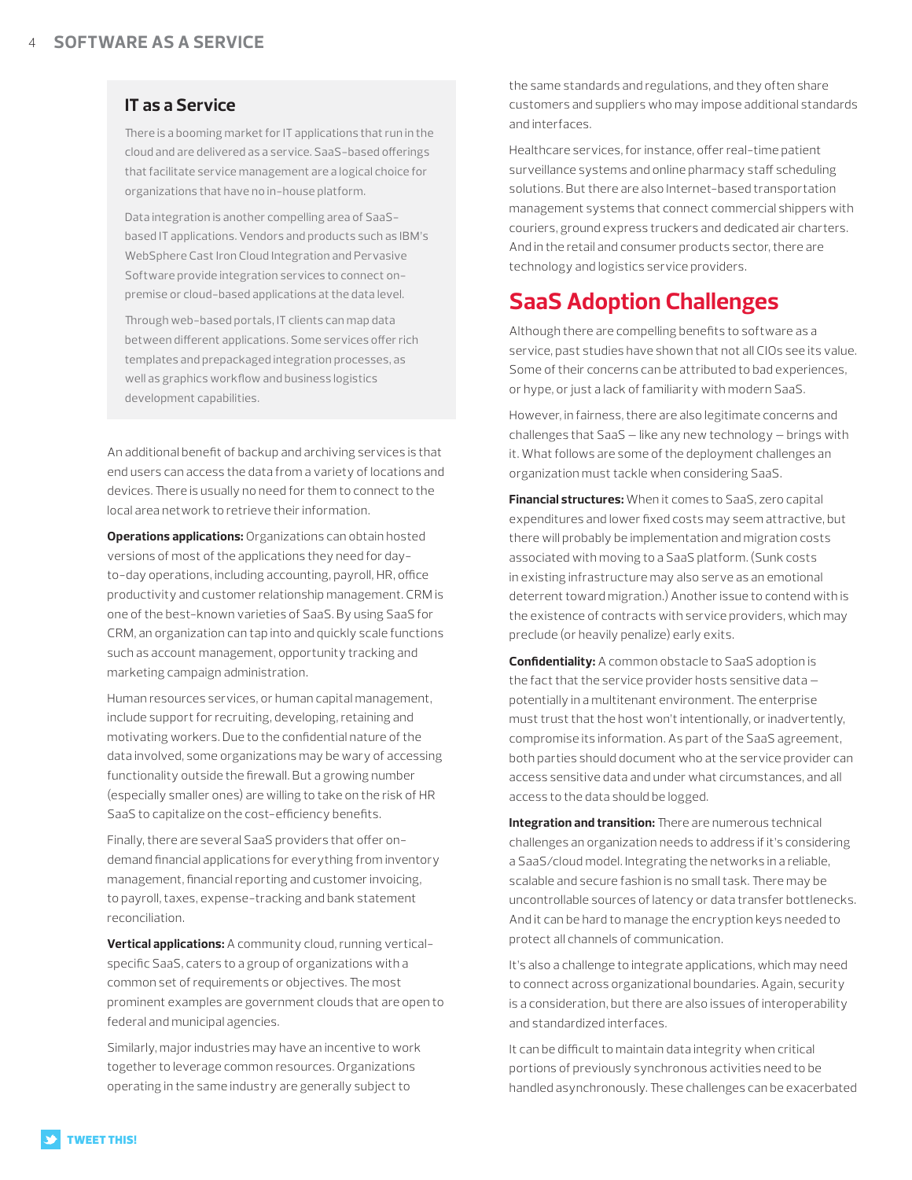### IT as a Service

There is a booming market for IT applications that run in the cloud and are delivered as a service. SaaS-based offerings that facilitate service management are a logical choice for organizations that have no in-house platform.

Data integration is another compelling area of SaaS-based IT applications. Vendors and products such as IBM's WebSphere Cast Iron Cloud Integration and Pervasive Software provide integration services to connect on-premise or cloud-based applications at the data level.

Through web-based portals, IT clients can map data between different applications. Some services offer rich templates and prepackaged integration processes, as well as graphics workflow and business logistics development capabilities.

An additional benefit of backup and archiving services is that end users can access the data from a variety of locations and devices. There is usually no need for them to connect to the local area network to retrieve their information.

**Operations applications:** Organizations can obtain hosted versions of most of the applications they need for day-to-day operations, including accounting, payroll, HR, office productivity and customer relationship management. CRM is one of the best-known varieties of SaaS. By using SaaS for CRM, an organization can tap into and quickly scale functions such as account management, opportunity tracking and marketing campaign administration.

Human resources services, or human capital management, include support for recruiting, developing, retaining and motivating workers. Due to the confidential nature of the data involved, some organizations may be wary of accessing functionality outside the firewall. But a growing number (especially smaller ones) are willing to take on the risk of HR SaaS to capitalize on the cost-efficiency benefits.

Finally, there are several SaaS providers that offer on-demand financial applications for everything from inventory management, financial reporting and customer invoicing, to payroll, taxes, expense-tracking and bank statement reconciliation.

**Vertical applications:** A community cloud, running vertical-specific SaaS, caters to a group of organizations with a common set of requirements or objectives. The most prominent examples are government clouds that are open to federal and municipal agencies.

Similarly, major industries may have an incentive to work together to leverage common resources. Organizations operating in the same industry are generally subject to the same standards and regulations, and they often share customers and suppliers who may impose additional standards and interfaces.

Healthcare services, for instance, offer real-time patient surveillance systems and online pharmacy staff scheduling solutions. But there are also Internet-based transportation management systems that connect commercial shippers with couriers, ground express truckers and dedicated air charters. And in the retail and consumer products sector, there are technology and logistics service providers.

## SaaS Adoption Challenges

Although there are compelling benefits to software as a service, past studies have shown that not all CIOs see its value. Some of their concerns can be attributed to bad experiences, or hype, or just a lack of familiarity with modern SaaS.

However, in fairness, there are also legitimate concerns and challenges that SaaS — like any new technology — brings with it. What follows are some of the deployment challenges an organization must tackle when considering SaaS.

**Financial structures:** When it comes to SaaS, zero capital expenditures and lower fixed costs may seem attractive, but there will probably be implementation and migration costs associated with moving to a SaaS platform. (Sunk costs in existing infrastructure may also serve as an emotional deterrent toward migration.) Another issue to contend with is the existence of contracts with service providers, which may preclude (or heavily penalize) early exits.

**Confidentiality:** A common obstacle to SaaS adoption is the fact that the service provider hosts sensitive data — potentially in a multitenant environment. The enterprise must trust that the host won't intentionally, or inadvertently, compromise its information. As part of the SaaS agreement, both parties should document who at the service provider can access sensitive data and under what circumstances, and all access to the data should be logged.

**Integration and transition:** There are numerous technical challenges an organization needs to address if it's considering a SaaS/cloud model. Integrating the networks in a reliable, scalable and secure fashion is no small task. There may be uncontrollable sources of latency or data transfer bottlenecks. And it can be hard to manage the encryption keys needed to protect all channels of communication.

It's also a challenge to integrate applications, which may need to connect across organizational boundaries. Again, security is a consideration, but there are also issues of interoperability and standardized interfaces.

It can be difficult to maintain data integrity when critical portions of previously synchronous activities need to be handled asynchronously. These challenges can be exacerbated

TWEET THIS!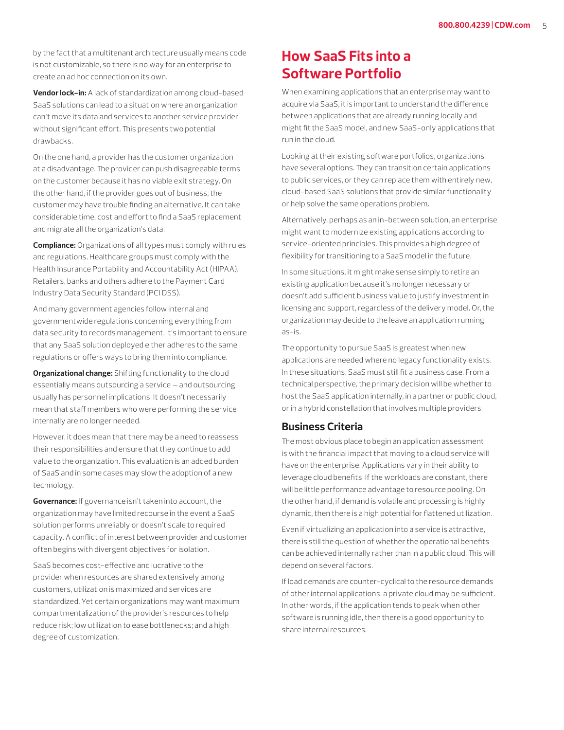by the fact that a multitenant architecture usually means code is not customizable, so there is no way for an enterprise to create an ad hoc connection on its own.

**Vendor lock-in:** A lack of standardization among cloud-based SaaS solutions can lead to a situation where an organization can't move its data and services to another service provider without significant effort. This presents two potential drawbacks.

On the one hand, a provider has the customer organization at a disadvantage. The provider can push disagreeable terms on the customer because it has no viable exit strategy. On the other hand, if the provider goes out of business, the customer may have trouble finding an alternative. It can take considerable time, cost and effort to find a SaaS replacement and migrate all the organization's data.

**Compliance:** Organizations of all types must comply with rules and regulations. Healthcare groups must comply with the Health Insurance Portability and Accountability Act (HIPAA). Retailers, banks and others adhere to the Payment Card Industry Data Security Standard (PCI DSS).

And many government agencies follow internal and governmentwide regulations concerning everything from data security to records management. It's important to ensure that any SaaS solution deployed either adheres to the same regulations or offers ways to bring them into compliance.

**Organizational change:** Shifting functionality to the cloud essentially means outsourcing a service — and outsourcing usually has personnel implications. It doesn't necessarily mean that staff members who were performing the service internally are no longer needed.

However, it does mean that there may be a need to reassess their responsibilities and ensure that they continue to add value to the organization. This evaluation is an added burden of SaaS and in some cases may slow the adoption of a new technology.

**Governance:** If governance isn't taken into account, the organization may have limited recourse in the event a SaaS solution performs unreliably or doesn't scale to required capacity. A conflict of interest between provider and customer often begins with divergent objectives for isolation.

SaaS becomes cost-effective and lucrative to the provider when resources are shared extensively among customers, utilization is maximized and services are standardized. Yet certain organizations may want maximum compartmentalization of the provider's resources to help reduce risk; low utilization to ease bottlenecks; and a high degree of customization.

# How SaaS Fits into a Software Portfolio

When examining applications that an enterprise may want to acquire via SaaS, it is important to understand the difference between applications that are already running locally and might fit the SaaS model, and new SaaS-only applications that run in the cloud.

Looking at their existing software portfolios, organizations have several options. They can transition certain applications to public services, or they can replace them with entirely new, cloud-based SaaS solutions that provide similar functionality or help solve the same operations problem.

Alternatively, perhaps as an in-between solution, an enterprise might want to modernize existing applications according to service-oriented principles. This provides a high degree of flexibility for transitioning to a SaaS model in the future.

In some situations, it might make sense simply to retire an existing application because it's no longer necessary or doesn't add sufficient business value to justify investment in licensing and support, regardless of the delivery model. Or, the organization may decide to the leave an application running as-is.

The opportunity to pursue SaaS is greatest when new applications are needed where no legacy functionality exists. In these situations, SaaS must still fit a business case. From a technical perspective, the primary decision will be whether to host the SaaS application internally, in a partner or public cloud, or in a hybrid constellation that involves multiple providers.

## Business Criteria

The most obvious place to begin an application assessment is with the financial impact that moving to a cloud service will have on the enterprise. Applications vary in their ability to leverage cloud benefits. If the workloads are constant, there will be little performance advantage to resource pooling. On the other hand, if demand is volatile and processing is highly dynamic, then there is a high potential for flattened utilization.

Even if virtualizing an application into a service is attractive, there is still the question of whether the operational benefits can be achieved internally rather than in a public cloud. This will depend on several factors.

If load demands are counter-cyclical to the resource demands of other internal applications, a private cloud may be sufficient. In other words, if the application tends to peak when other software is running idle, then there is a good opportunity to share internal resources.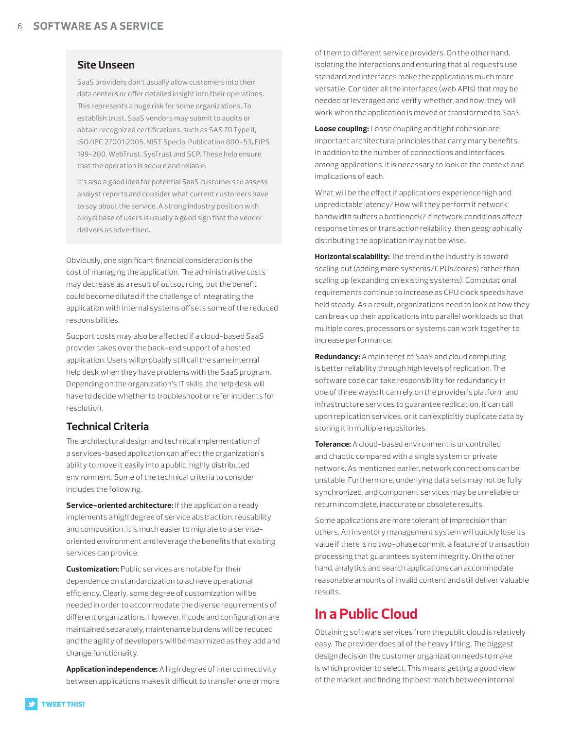### Site Unseen

SaaS providers don't usually allow customers into their data centers or offer detailed insight into their operations. This represents a huge risk for some organizations. To establish trust, SaaS vendors may submit to audits or obtain recognized certifications, such as SAS 70 Type II, ISO/IEC 27001:2005, NIST Special Publication 800-53, FIPS 199-200, WebTrust, SysTrust and SCP. These help ensure that the operation is secure and reliable.

It's also a good idea for potential SaaS customers to assess analyst reports and consider what current customers have to say about the service. A strong industry position with a loyal base of users is usually a good sign that the vendor delivers as advertised.

Obviously, one significant financial consideration is the cost of managing the application. The administrative costs may decrease as a result of outsourcing, but the benefit could become diluted if the challenge of integrating the application with internal systems offsets some of the reduced responsibilities.

Support costs may also be affected if a cloud-based SaaS provider takes over the back-end support of a hosted application. Users will probably still call the same internal help desk when they have problems with the SaaS program. Depending on the organization's IT skills, the help desk will have to decide whether to troubleshoot or refer incidents for resolution.

## Technical Criteria

The architectural design and technical implementation of a services-based application can affect the organization's ability to move it easily into a public, highly distributed environment. Some of the technical criteria to consider includes the following.

**Service-oriented architecture:** If the application already implements a high degree of service abstraction, reusability and composition, it is much easier to migrate to a service-oriented environment and leverage the benefits that existing services can provide.

**Customization:** Public services are notable for their dependence on standardization to achieve operational efficiency. Clearly, some degree of customization will be needed in order to accommodate the diverse requirements of different organizations. However, if code and configuration are maintained separately, maintenance burdens will be reduced and the agility of developers will be maximized as they add and change functionality.

**Application independence:** A high degree of interconnectivity between applications makes it difficult to transfer one or more of them to different service providers. On the other hand, isolating the interactions and ensuring that all requests use standardized interfaces make the applications much more versatile. Consider all the interfaces (web APIs) that may be needed or leveraged and verify whether, and how, they will work when the application is moved or transformed to SaaS.

**Loose coupling:** Loose coupling and tight cohesion are important architectural principles that carry many benefits. In addition to the number of connections and interfaces among applications, it is necessary to look at the context and implications of each.

What will be the effect if applications experience high and unpredictable latency? How will they perform if network bandwidth suffers a bottleneck? If network conditions affect response times or transaction reliability, then geographically distributing the application may not be wise.

**Horizontal scalability:** The trend in the industry is toward scaling out (adding more systems/CPUs/cores) rather than scaling up (expanding on existing systems). Computational requirements continue to increase as CPU clock speeds have held steady. As a result, organizations need to look at how they can break up their applications into parallel workloads so that multiple cores, processors or systems can work together to increase performance.

**Redundancy:** A main tenet of SaaS and cloud computing is better reliability through high levels of replication. The software code can take responsibility for redundancy in one of three ways: It can rely on the provider's platform and infrastructure services to guarantee replication, it can call upon replication services, or it can explicitly duplicate data by storing it in multiple repositories.

**Tolerance:** A cloud-based environment is uncontrolled and chaotic compared with a single system or private network. As mentioned earlier, network connections can be unstable. Furthermore, underlying data sets may not be fully synchronized, and component services may be unreliable or return incomplete, inaccurate or obsolete results.

Some applications are more tolerant of imprecision than others. An inventory management system will quickly lose its value if there is no two-phase commit, a feature of transaction processing that guarantees system integrity. On the other hand, analytics and search applications can accommodate reasonable amounts of invalid content and still deliver valuable results.

## In a Public Cloud

Obtaining software services from the public cloud is relatively easy. The provider does all of the heavy lifting. The biggest design decision the customer organization needs to make is which provider to select. This means getting a good view of the market and finding the best match between internal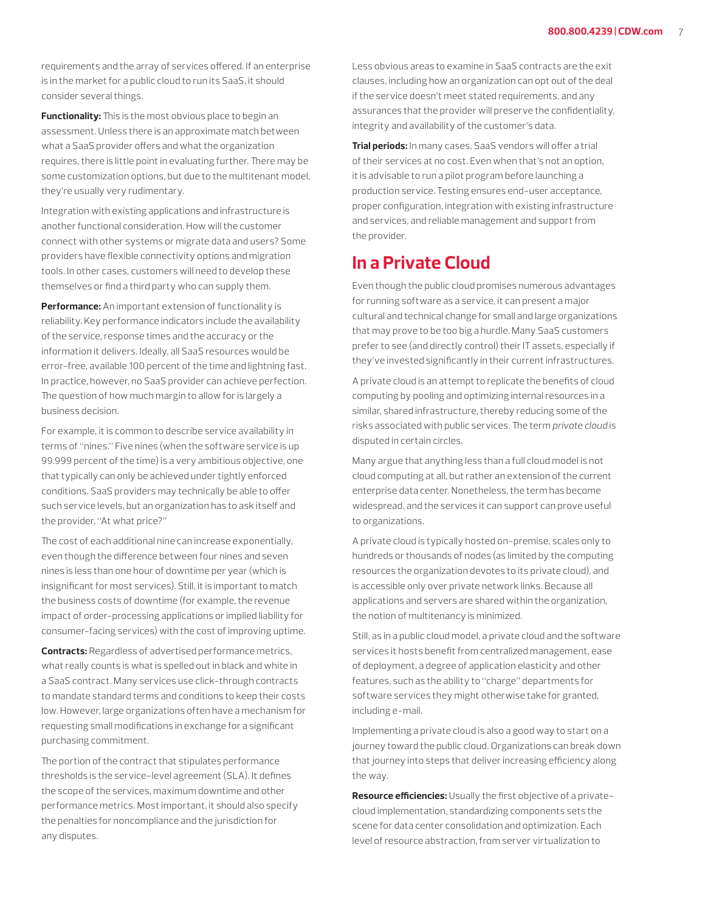requirements and the array of services offered. If an enterprise is in the market for a public cloud to run its SaaS, it should consider several things.

**Functionality:** This is the most obvious place to begin an assessment. Unless there is an approximate match between what a SaaS provider offers and what the organization requires, there is little point in evaluating further. There may be some customization options, but due to the multitenant model, they're usually very rudimentary.

Integration with existing applications and infrastructure is another functional consideration. How will the customer connect with other systems or migrate data and users? Some providers have flexible connectivity options and migration tools. In other cases, customers will need to develop these themselves or find a third party who can supply them.

**Performance:** An important extension of functionality is reliability. Key performance indicators include the availability of the service, response times and the accuracy or the information it delivers. Ideally, all SaaS resources would be error-free, available 100 percent of the time and lightning fast. In practice, however, no SaaS provider can achieve perfection. The question of how much margin to allow for is largely a business decision.

For example, it is common to describe service availability in terms of "nines." Five nines (when the software service is up 99.999 percent of the time) is a very ambitious objective, one that typically can only be achieved under tightly enforced conditions. SaaS providers may technically be able to offer such service levels, but an organization has to ask itself and the provider, "At what price?"

The cost of each additional nine can increase exponentially, even though the difference between four nines and seven nines is less than one hour of downtime per year (which is insignificant for most services). Still, it is important to match the business costs of downtime (for example, the revenue impact of order-processing applications or implied liability for consumer-facing services) with the cost of improving uptime.

**Contracts:** Regardless of advertised performance metrics, what really counts is what is spelled out in black and white in a SaaS contract. Many services use click-through contracts to mandate standard terms and conditions to keep their costs low. However, large organizations often have a mechanism for requesting small modifications in exchange for a significant purchasing commitment.

The portion of the contract that stipulates performance thresholds is the service-level agreement (SLA). It defines the scope of the services, maximum downtime and other performance metrics. Most important, it should also specify the penalties for noncompliance and the jurisdiction for any disputes.

Less obvious areas to examine in SaaS contracts are the exit clauses, including how an organization can opt out of the deal if the service doesn't meet stated requirements, and any assurances that the provider will preserve the confidentiality, integrity and availability of the customer's data.

**Trial periods:** In many cases, SaaS vendors will offer a trial of their services at no cost. Even when that's not an option, it is advisable to run a pilot program before launching a production service. Testing ensures end-user acceptance, proper configuration, integration with existing infrastructure and services, and reliable management and support from the provider.

## In a Private Cloud

Even though the public cloud promises numerous advantages for running software as a service, it can present a major cultural and technical change for small and large organizations that may prove to be too big a hurdle. Many SaaS customers prefer to see (and directly control) their IT assets, especially if they've invested significantly in their current infrastructures.

A private cloud is an attempt to replicate the benefits of cloud computing by pooling and optimizing internal resources in a similar, shared infrastructure, thereby reducing some of the risks associated with public services. The term *private cloud* is disputed in certain circles.

Many argue that anything less than a full cloud model is not cloud computing at all, but rather an extension of the current enterprise data center. Nonetheless, the term has become widespread, and the services it can support can prove useful to organizations.

A private cloud is typically hosted on-premise, scales only to hundreds or thousands of nodes (as limited by the computing resources the organization devotes to its private cloud), and is accessible only over private network links. Because all applications and servers are shared within the organization, the notion of multitenancy is minimized.

Still, as in a public cloud model, a private cloud and the software services it hosts benefit from centralized management, ease of deployment, a degree of application elasticity and other features, such as the ability to "charge" departments for software services they might otherwise take for granted, including e-mail.

Implementing a private cloud is also a good way to start on a journey toward the public cloud. Organizations can break down that journey into steps that deliver increasing efficiency along the way.

**Resource efficiencies:** Usually the first objective of a private-cloud implementation, standardizing components sets the scene for data center consolidation and optimization. Each level of resource abstraction, from server virtualization to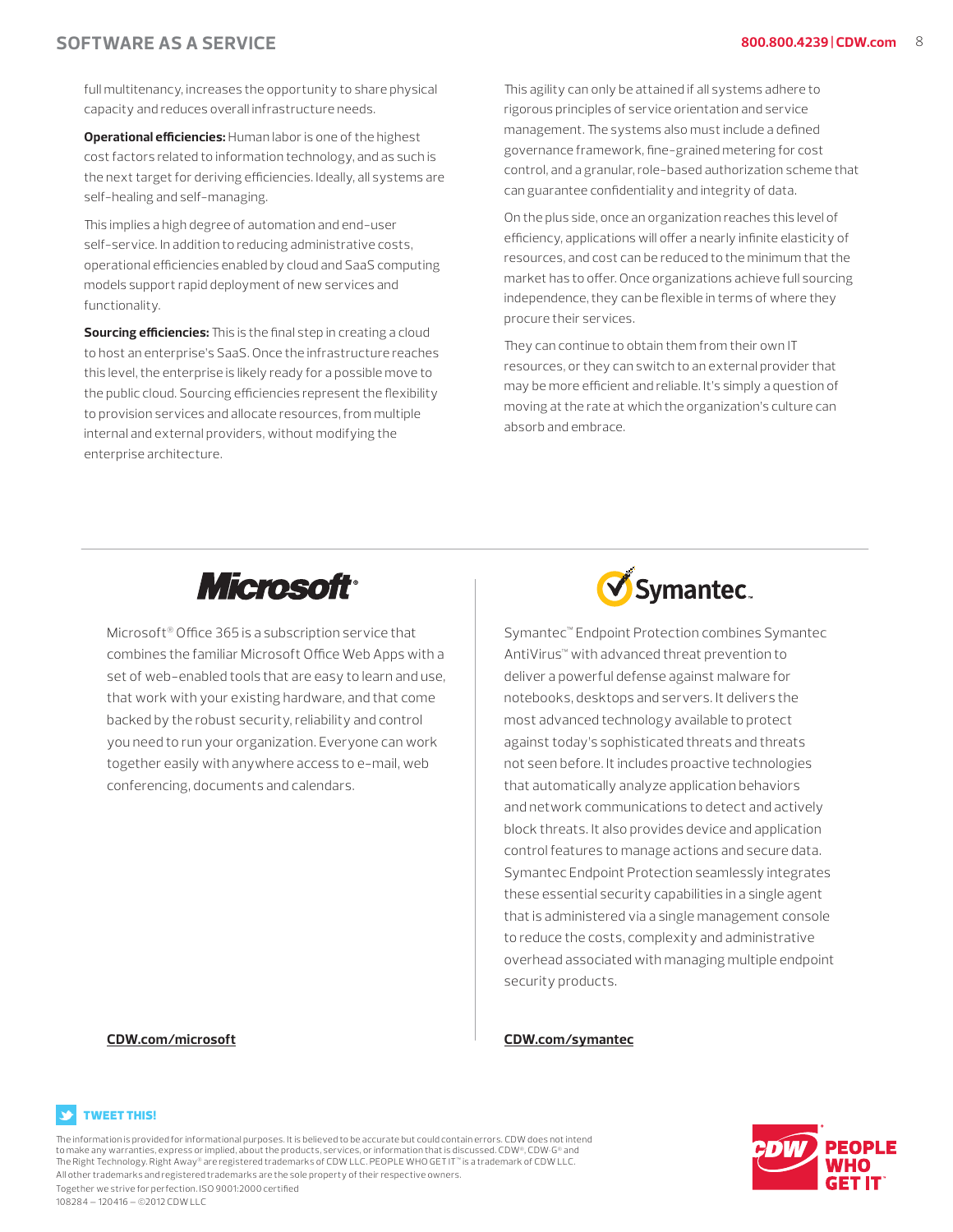full multitenancy, increases the opportunity to share physical capacity and reduces overall infrastructure needs.

**Operational efficiencies:** Human labor is one of the highest cost factors related to information technology, and as such is the next target for deriving efficiencies. Ideally, all systems are self-healing and self-managing.

This implies a high degree of automation and end-user self-service. In addition to reducing administrative costs, operational efficiencies enabled by cloud and SaaS computing models support rapid deployment of new services and functionality.

**Sourcing efficiencies:** This is the final step in creating a cloud to host an enterprise's SaaS. Once the infrastructure reaches this level, the enterprise is likely ready for a possible move to the public cloud. Sourcing efficiencies represent the flexibility to provision services and allocate resources, from multiple internal and external providers, without modifying the enterprise architecture.

This agility can only be attained if all systems adhere to rigorous principles of service orientation and service management. The systems also must include a defined governance framework, fine-grained metering for cost control, and a granular, role-based authorization scheme that can guarantee confidentiality and integrity of data.

On the plus side, once an organization reaches this level of efficiency, applications will offer a nearly infinite elasticity of resources, and cost can be reduced to the minimum that the market has to offer. Once organizations achieve full sourcing independence, they can be flexible in terms of where they procure their services.

They can continue to obtain them from their own IT resources, or they can switch to an external provider that may be more efficient and reliable. It's simply a question of moving at the rate at which the organization's culture can absorb and embrace.

---

**Microsoft**

Microsoft® Office 365 is a subscription service that combines the familiar Microsoft Office Web Apps with a set of web-enabled tools that are easy to learn and use, that work with your existing hardware, and that come backed by the robust security, reliability and control you need to run your organization. Everyone can work together easily with anywhere access to e-mail, web conferencing, documents and calendars.

CDW.com/microsoft

**Symantec**

Symantec™ Endpoint Protection combines Symantec AntiVirus™ with advanced threat prevention to deliver a powerful defense against malware for notebooks, desktops and servers. It delivers the most advanced technology available to protect against today's sophisticated threats and threats not seen before. It includes proactive technologies that automatically analyze application behaviors and network communications to detect and actively block threats. It also provides device and application control features to manage actions and secure data. Symantec Endpoint Protection seamlessly integrates these essential security capabilities in a single agent that is administered via a single management console to reduce the costs, complexity and administrative overhead associated with managing multiple endpoint security products.

CDW.com/symantec

TWEET THIS!

The information is provided for informational purposes. It is believed to be accurate but could contain errors. CDW does not intend to make any warranties, express or implied, about the products, services, or information that is discussed. CDW®, CDW·G® and The Right Technology. Right Away® are registered trademarks of CDW LLC. PEOPLE WHO GET IT™ is a trademark of CDW LLC. All other trademarks and registered trademarks are the sole property of their respective owners.

Together we strive for perfection. ISO 9001:2000 certified

108284 – 120416 – ©2012 CDW LLC

CDW PEOPLE WHO GET IT™